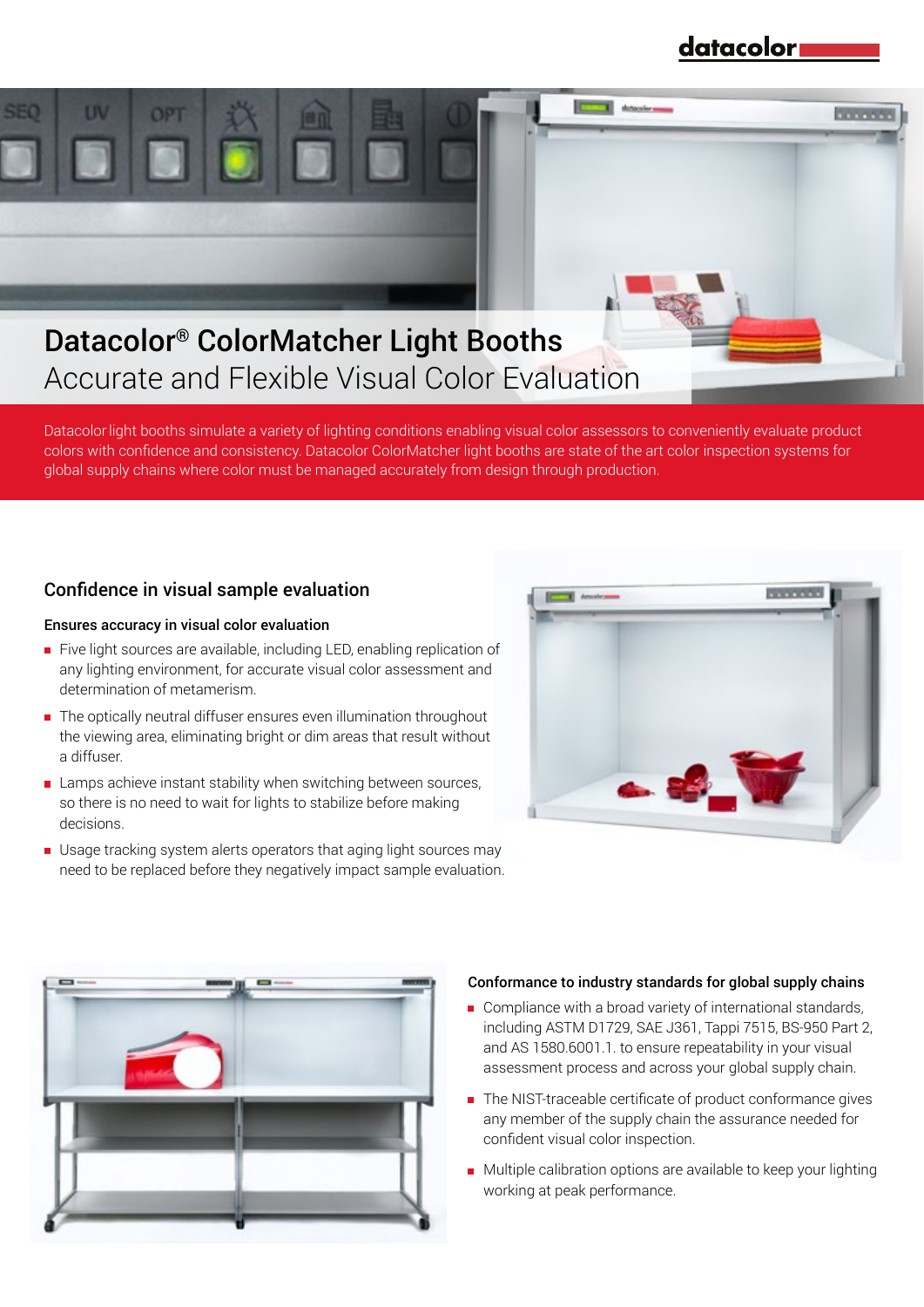# Datacolor® ColorMatcher Light Booths

## Accurate and Flexible Visual Color Evaluation

Datacolor light booths simulate a variety of lighting conditions enabling visual color assessors to conveniently evaluate product colors with confidence and consistency. Datacolor ColorMatcher light booths are state of the art color inspection systems for global supply chains where color must be managed accurately from design through production.

## Confidence in visual sample evaluation

### Ensures accuracy in visual color evaluation

- Five light sources are available, including LED, enabling replication of any lighting environment, for accurate visual color assessment and determination of metamerism.
- The optically neutral diffuser ensures even illumination throughout the viewing area, eliminating bright or dim areas that result without a diffuser.
- Lamps achieve instant stability when switching between sources, so there is no need to wait for lights to stabilize before making decisions.
- Usage tracking system alerts operators that aging light sources may need to be replaced before they negatively impact sample evaluation.

### Conformance to industry standards for global supply chains

- Compliance with a broad variety of international standards, including ASTM D1729, SAE J361, Tappi 7515, BS-950 Part 2, and AS 1580.6001.1. to ensure repeatability in your visual assessment process and across your global supply chain.
- The NIST-traceable certificate of product conformance gives any member of the supply chain the assurance needed for confident visual color inspection.
- Multiple calibration options are available to keep your lighting working at peak performance.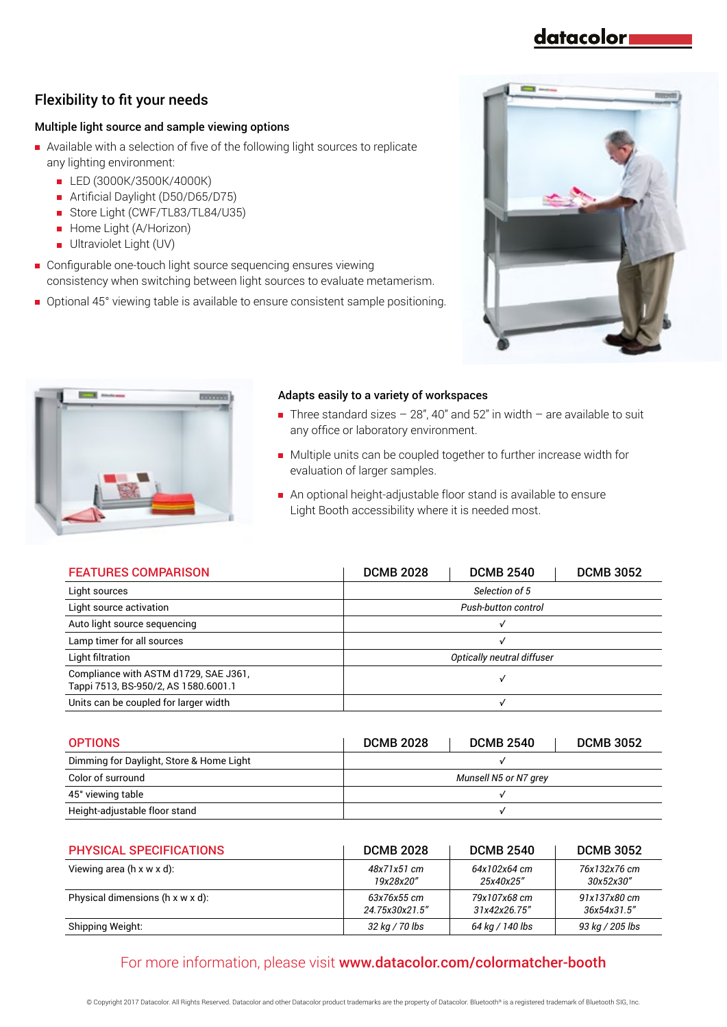## Flexibility to fit your needs

### Multiple light source and sample viewing options

- Available with a selection of five of the following light sources to replicate any lighting environment:
  - LED (3000K/3500K/4000K)
  - Artificial Daylight (D50/D65/D75)
  - Store Light (CWF/TL83/TL84/U35)
  - Home Light (A/Horizon)
  - Ultraviolet Light (UV)
- Configurable one-touch light source sequencing ensures viewing consistency when switching between light sources to evaluate metamerism.
- Optional 45° viewing table is available to ensure consistent sample positioning.

### Adapts easily to a variety of workspaces

- Three standard sizes – 28", 40" and 52" in width – are available to suit any office or laboratory environment.
- Multiple units can be coupled together to further increase width for evaluation of larger samples.
- An optional height-adjustable floor stand is available to ensure Light Booth accessibility where it is needed most.

| FEATURES COMPARISON | DCMB 2028 | DCMB 2540 | DCMB 3052 |
|---|---|---|---|
| Light sources | | *Selection of 5* | |
| Light source activation | | *Push-button control* | |
| Auto light source sequencing | | ✓ | |
| Lamp timer for all sources | | ✓ | |
| Light filtration | | *Optically neutral diffuser* | |
| Compliance with ASTM d1729, SAE J361, Tappi 7513, BS-950/2, AS 1580.6001.1 | | ✓ | |
| Units can be coupled for larger width | | ✓ | |

| OPTIONS | DCMB 2028 | DCMB 2540 | DCMB 3052 |
|---|---|---|---|
| Dimming for Daylight, Store & Home Light | | ✓ | |
| Color of surround | | *Munsell N5 or N7 grey* | |
| 45° viewing table | | ✓ | |
| Height-adjustable floor stand | | ✓ | |

| PHYSICAL SPECIFICATIONS | DCMB 2028 | DCMB 2540 | DCMB 3052 |
|---|---|---|---|
| Viewing area (h x w x d): | *48x71x51 cm 19x28x20"* | *64x102x64 cm 25x40x25"* | *76x132x76 cm 30x52x30"* |
| Physical dimensions (h x w x d): | *63x76x55 cm 24.75x30x21.5"* | *79x107x68 cm 31x42x26.75"* | *91x137x80 cm 36x54x31.5"* |
| Shipping Weight: | *32 kg / 70 lbs* | *64 kg / 140 lbs* | *93 kg / 205 lbs* |

For more information, please visit **www.datacolor.com/colormatcher-booth**

© Copyright 2017 Datacolor. All Rights Reserved. Datacolor and other Datacolor product trademarks are the property of Datacolor. Bluetooth® is a registered trademark of Bluetooth SIG, Inc.